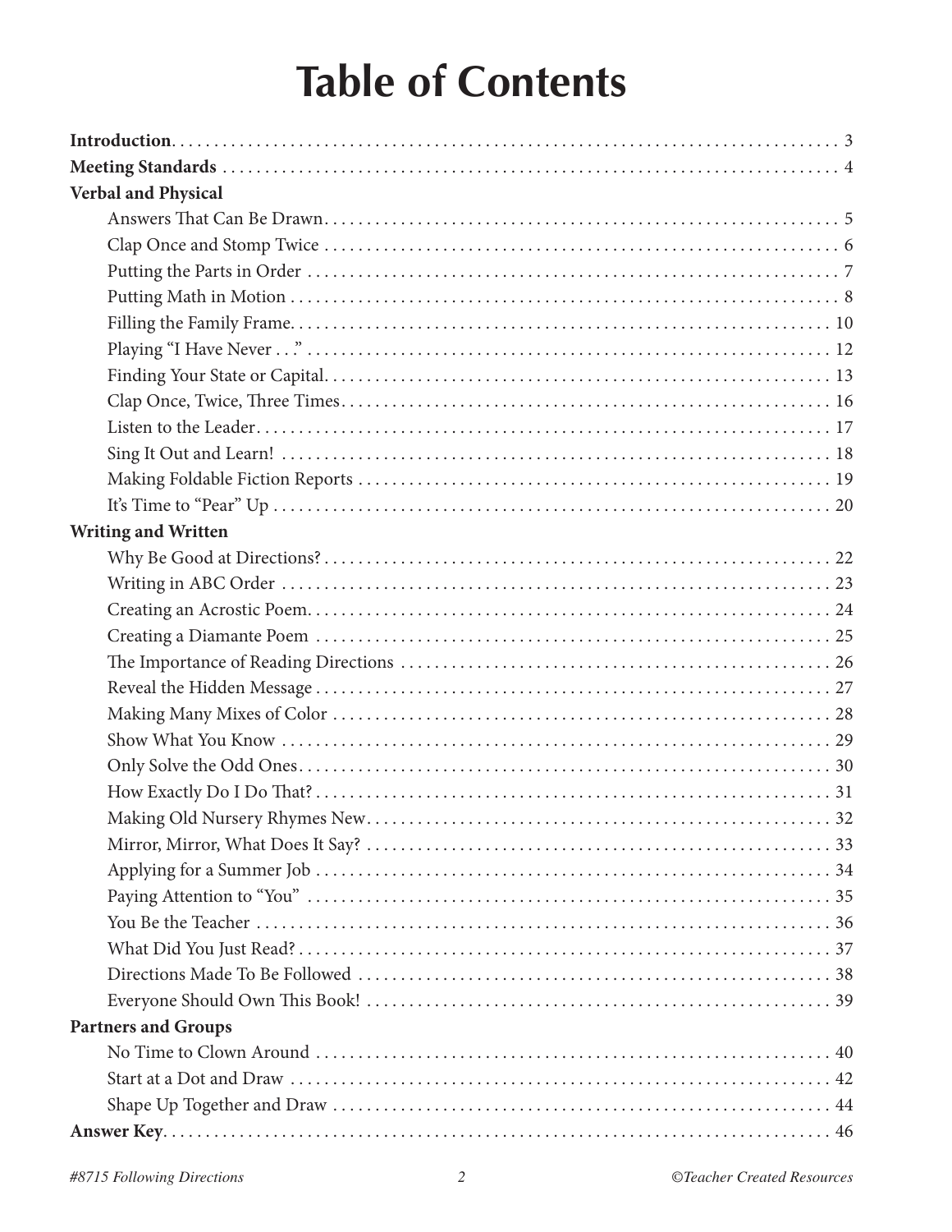# Table of Contents

**Introduction** . . . . . . . . . . 3

**Meeting Standards** . . . . . . . . . . 4

**Verbal and Physical**

- Answers That Can Be Drawn . . . . . . . . . . 5
- Clap Once and Stomp Twice . . . . . . . . . . 6
- Putting the Parts in Order . . . . . . . . . . 7
- Putting Math in Motion . . . . . . . . . . 8
- Filling the Family Frame . . . . . . . . . . 10
- Playing "I Have Never . . ." . . . . . . . . . . 12
- Finding Your State or Capital . . . . . . . . . . 13
- Clap Once, Twice, Three Times . . . . . . . . . . 16
- Listen to the Leader . . . . . . . . . . 17
- Sing It Out and Learn! . . . . . . . . . . 18
- Making Foldable Fiction Reports . . . . . . . . . . 19
- It's Time to "Pear" Up . . . . . . . . . . 20

**Writing and Written**

- Why Be Good at Directions? . . . . . . . . . . 22
- Writing in ABC Order . . . . . . . . . . 23
- Creating an Acrostic Poem . . . . . . . . . . 24
- Creating a Diamante Poem . . . . . . . . . . 25
- The Importance of Reading Directions . . . . . . . . . . 26
- Reveal the Hidden Message . . . . . . . . . . 27
- Making Many Mixes of Color . . . . . . . . . . 28
- Show What You Know . . . . . . . . . . 29
- Only Solve the Odd Ones . . . . . . . . . . 30
- How Exactly Do I Do That? . . . . . . . . . . 31
- Making Old Nursery Rhymes New . . . . . . . . . . 32
- Mirror, Mirror, What Does It Say? . . . . . . . . . . 33
- Applying for a Summer Job . . . . . . . . . . 34
- Paying Attention to "You" . . . . . . . . . . 35
- You Be the Teacher . . . . . . . . . . 36
- What Did You Just Read? . . . . . . . . . . 37
- Directions Made To Be Followed . . . . . . . . . . 38
- Everyone Should Own This Book! . . . . . . . . . . 39

**Partners and Groups**

- No Time to Clown Around . . . . . . . . . . 40
- Start at a Dot and Draw . . . . . . . . . . 42
- Shape Up Together and Draw . . . . . . . . . . 44

**Answer Key** . . . . . . . . . . 46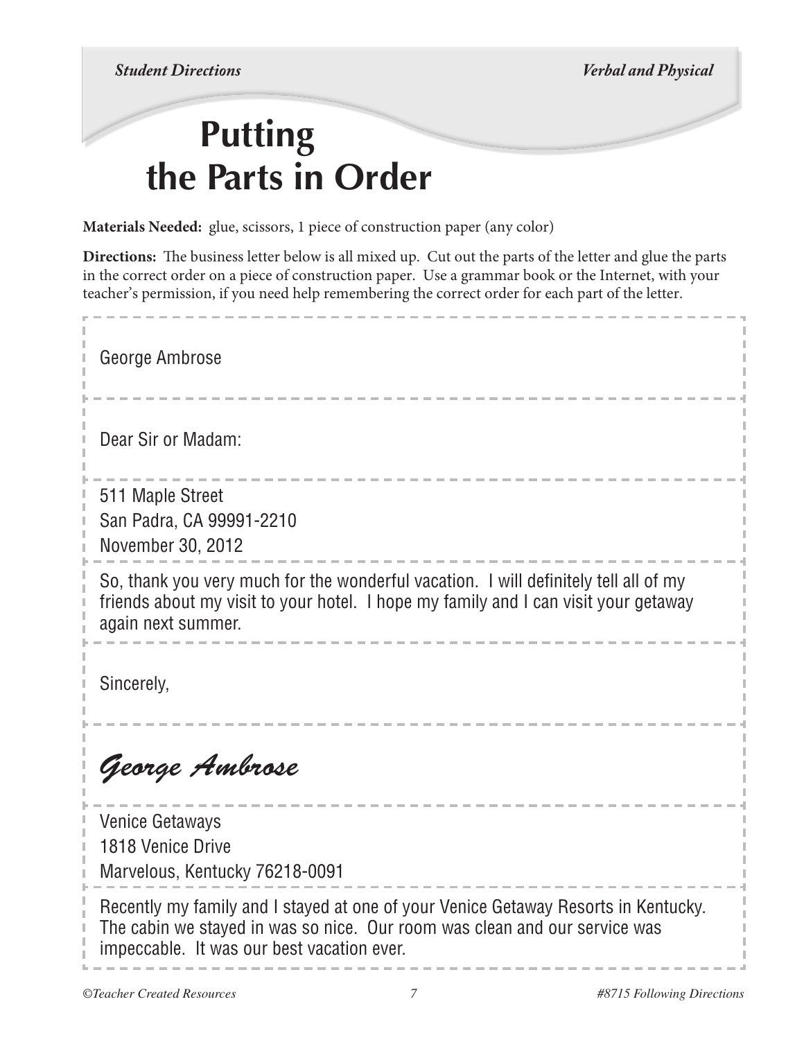*Student Directions* | *Verbal and Physical*

# Putting the Parts in Order

**Materials Needed:** glue, scissors, 1 piece of construction paper (any color)

**Directions:** The business letter below is all mixed up. Cut out the parts of the letter and glue the parts in the correct order on a piece of construction paper. Use a grammar book or the Internet, with your teacher's permission, if you need help remembering the correct order for each part of the letter.

---

George Ambrose

---

Dear Sir or Madam:

---

511 Maple Street
San Padra, CA 99991-2210
November 30, 2012

---

So, thank you very much for the wonderful vacation. I will definitely tell all of my friends about my visit to your hotel. I hope my family and I can visit your getaway again next summer.

---

Sincerely,

---

*George Ambrose*

---

Venice Getaways
1818 Venice Drive
Marvelous, Kentucky 76218-0091

---

Recently my family and I stayed at one of your Venice Getaway Resorts in Kentucky. The cabin we stayed in was so nice. Our room was clean and our service was impeccable. It was our best vacation ever.

---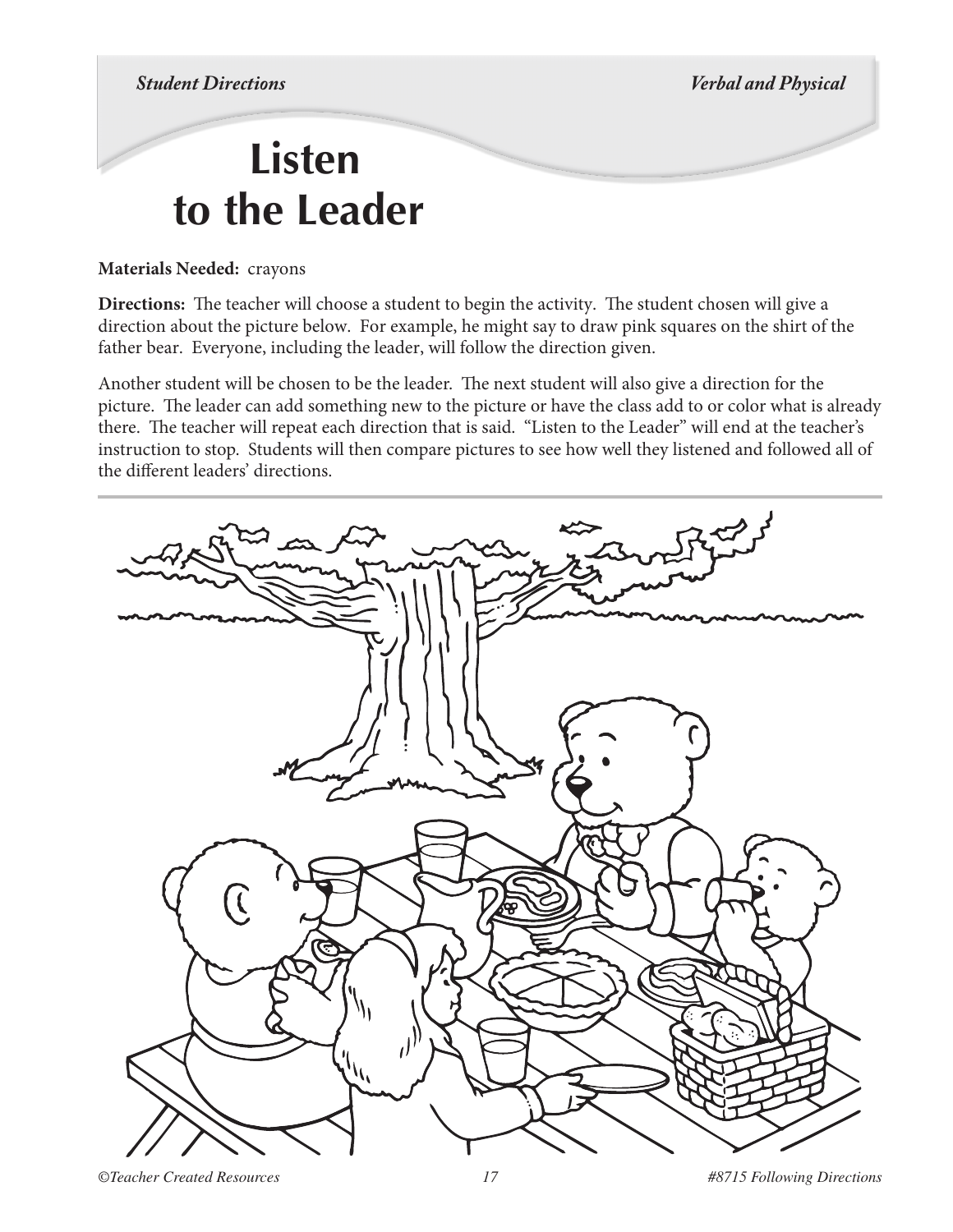*Student Directions* *Verbal and Physical*

# Listen to the Leader

**Materials Needed:** crayons

**Directions:** The teacher will choose a student to begin the activity. The student chosen will give a direction about the picture below. For example, he might say to draw pink squares on the shirt of the father bear. Everyone, including the leader, will follow the direction given.

Another student will be chosen to be the leader. The next student will also give a direction for the picture. The leader can add something new to the picture or have the class add to or color what is already there. The teacher will repeat each direction that is said. "Listen to the Leader" will end at the teacher's instruction to stop. Students will then compare pictures to see how well they listened and followed all of the different leaders' directions.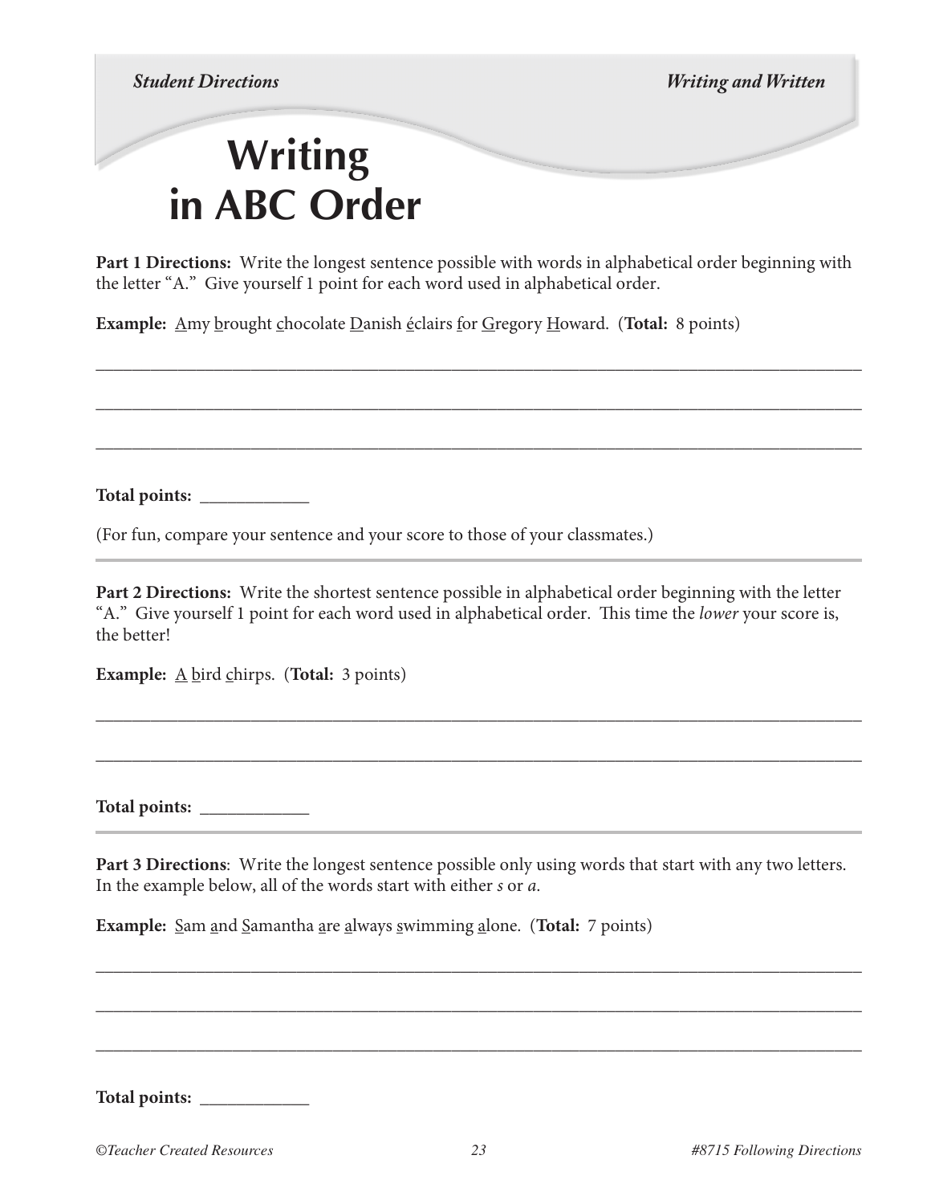# Writing in ABC Order

**Part 1 Directions:** Write the longest sentence possible with words in alphabetical order beginning with the letter "A." Give yourself 1 point for each word used in alphabetical order.

**Example:** <u>A</u>my <u>b</u>rought <u>c</u>hocolate <u>D</u>anish <u>é</u>clairs <u>f</u>or <u>G</u>regory <u>H</u>oward. (**Total:** 8 points)

______________________________________________________________________________

______________________________________________________________________________

______________________________________________________________________________

**Total points:** ____________

(For fun, compare your sentence and your score to those of your classmates.)

---

**Part 2 Directions:** Write the shortest sentence possible in alphabetical order beginning with the letter "A." Give yourself 1 point for each word used in alphabetical order. This time the *lower* your score is, the better!

**Example:** <u>A</u> <u>b</u>ird <u>c</u>hirps. (**Total:** 3 points)

______________________________________________________________________________

______________________________________________________________________________

**Total points:** ____________

---

**Part 3 Directions**: Write the longest sentence possible only using words that start with any two letters. In the example below, all of the words start with either *s* or *a*.

**Example:** <u>S</u>am <u>a</u>nd <u>S</u>amantha <u>a</u>re <u>a</u>lways <u>s</u>wimming <u>a</u>lone. (**Total:** 7 points)

______________________________________________________________________________

______________________________________________________________________________

______________________________________________________________________________

**Total points:** ____________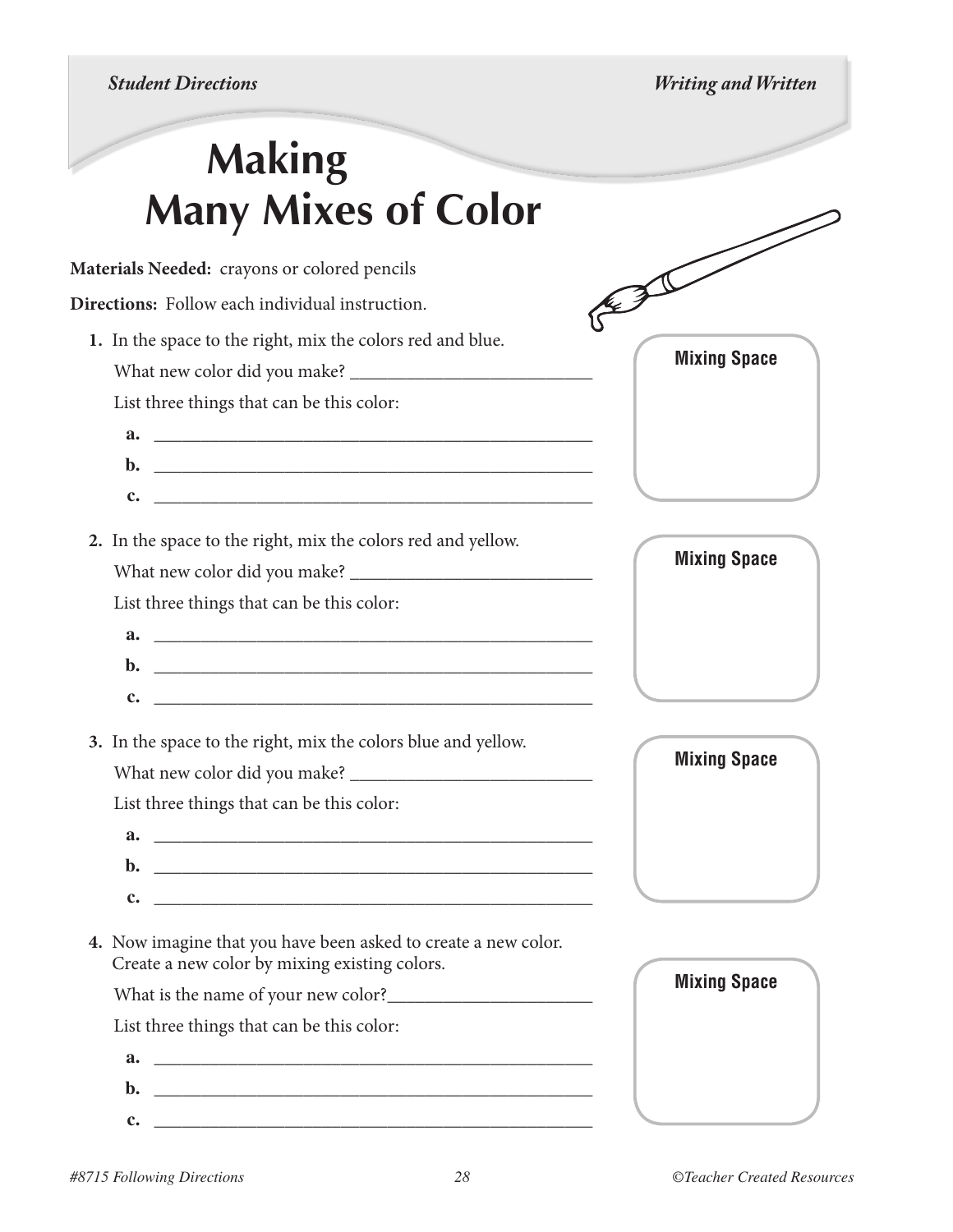# Making Many Mixes of Color

**Materials Needed:** crayons or colored pencils

**Directions:** Follow each individual instruction.

1. In the space to the right, mix the colors red and blue.

   What new color did you make? ___________________________

   List three things that can be this color:

   **a.** ___________________________________________________

   **b.** ___________________________________________________

   **c.** ___________________________________________________

   **Mixing Space**

2. In the space to the right, mix the colors red and yellow.

   What new color did you make? ___________________________

   List three things that can be this color:

   **a.** ___________________________________________________

   **b.** ___________________________________________________

   **c.** ___________________________________________________

   **Mixing Space**

3. In the space to the right, mix the colors blue and yellow.

   What new color did you make? ___________________________

   List three things that can be this color:

   **a.** ___________________________________________________

   **b.** ___________________________________________________

   **c.** ___________________________________________________

   **Mixing Space**

4. Now imagine that you have been asked to create a new color. Create a new color by mixing existing colors.

   What is the name of your new color?_______________________

   List three things that can be this color:

   **a.** ___________________________________________________

   **b.** ___________________________________________________

   **c.** ___________________________________________________

   **Mixing Space**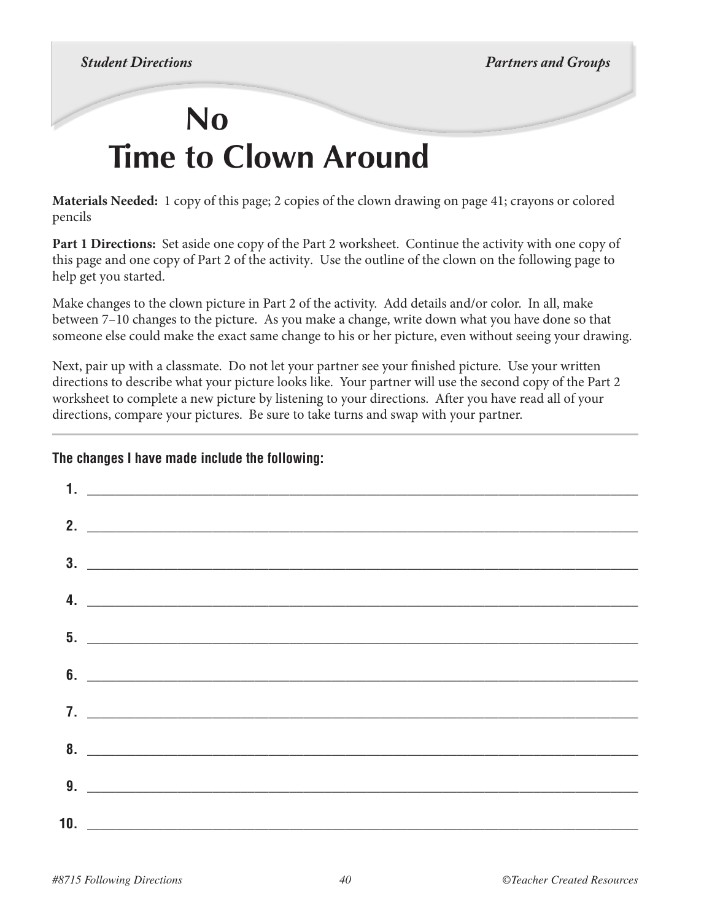# No Time to Clown Around

**Materials Needed:** 1 copy of this page; 2 copies of the clown drawing on page 41; crayons or colored pencils

**Part 1 Directions:** Set aside one copy of the Part 2 worksheet. Continue the activity with one copy of this page and one copy of Part 2 of the activity. Use the outline of the clown on the following page to help get you started.

Make changes to the clown picture in Part 2 of the activity. Add details and/or color. In all, make between 7–10 changes to the picture. As you make a change, write down what you have done so that someone else could make the exact same change to his or her picture, even without seeing your drawing.

Next, pair up with a classmate. Do not let your partner see your finished picture. Use your written directions to describe what your picture looks like. Your partner will use the second copy of the Part 2 worksheet to complete a new picture by listening to your directions. After you have read all of your directions, compare your pictures. Be sure to take turns and swap with your partner.

---

**The changes I have made include the following:**

1. ______________________________

2. ______________________________

3. ______________________________

4. ______________________________

5. ______________________________

6. ______________________________

7. ______________________________

8. ______________________________

9. ______________________________

10. ______________________________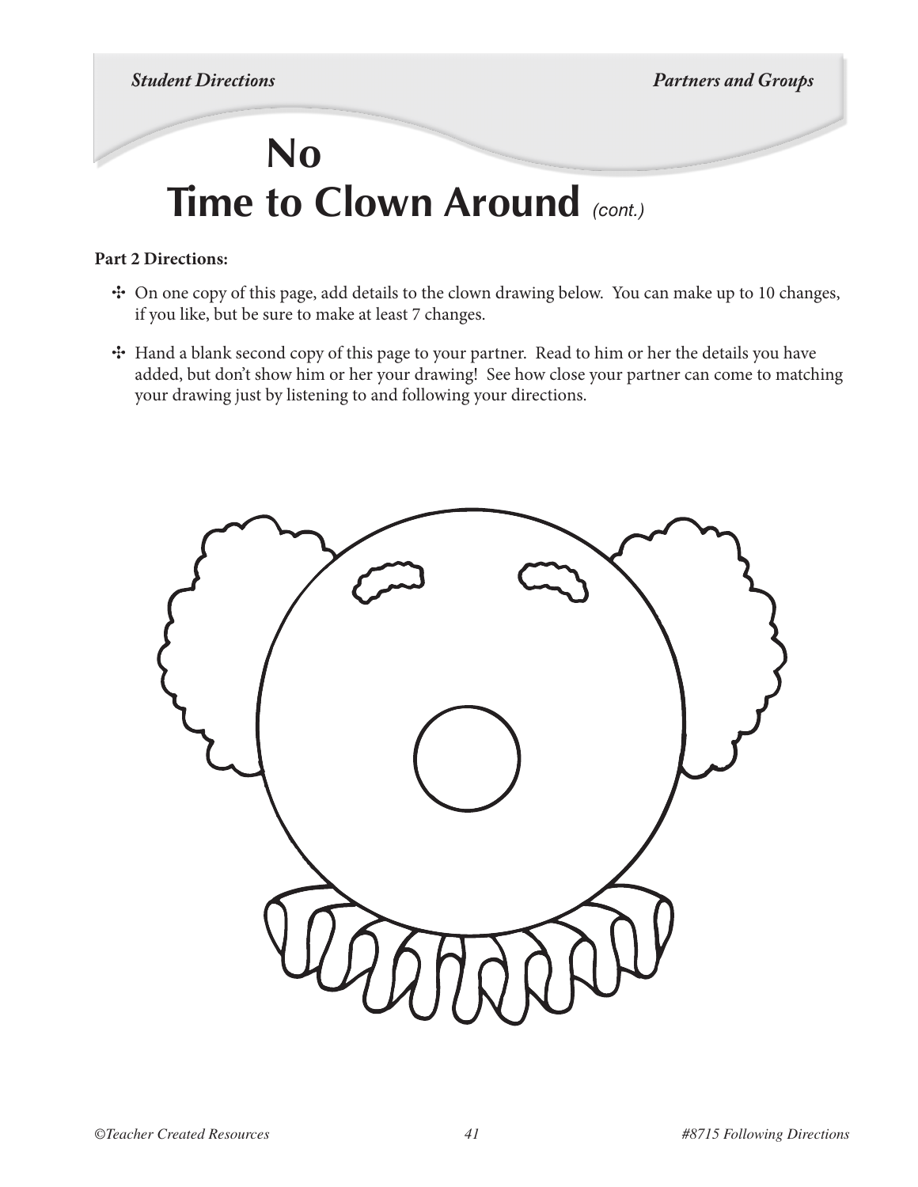# No Time to Clown Around *(cont.)*

**Part 2 Directions:**

- On one copy of this page, add details to the clown drawing below. You can make up to 10 changes, if you like, but be sure to make at least 7 changes.
- Hand a blank second copy of this page to your partner. Read to him or her the details you have added, but don't show him or her your drawing! See how close your partner can come to matching your drawing just by listening to and following your directions.